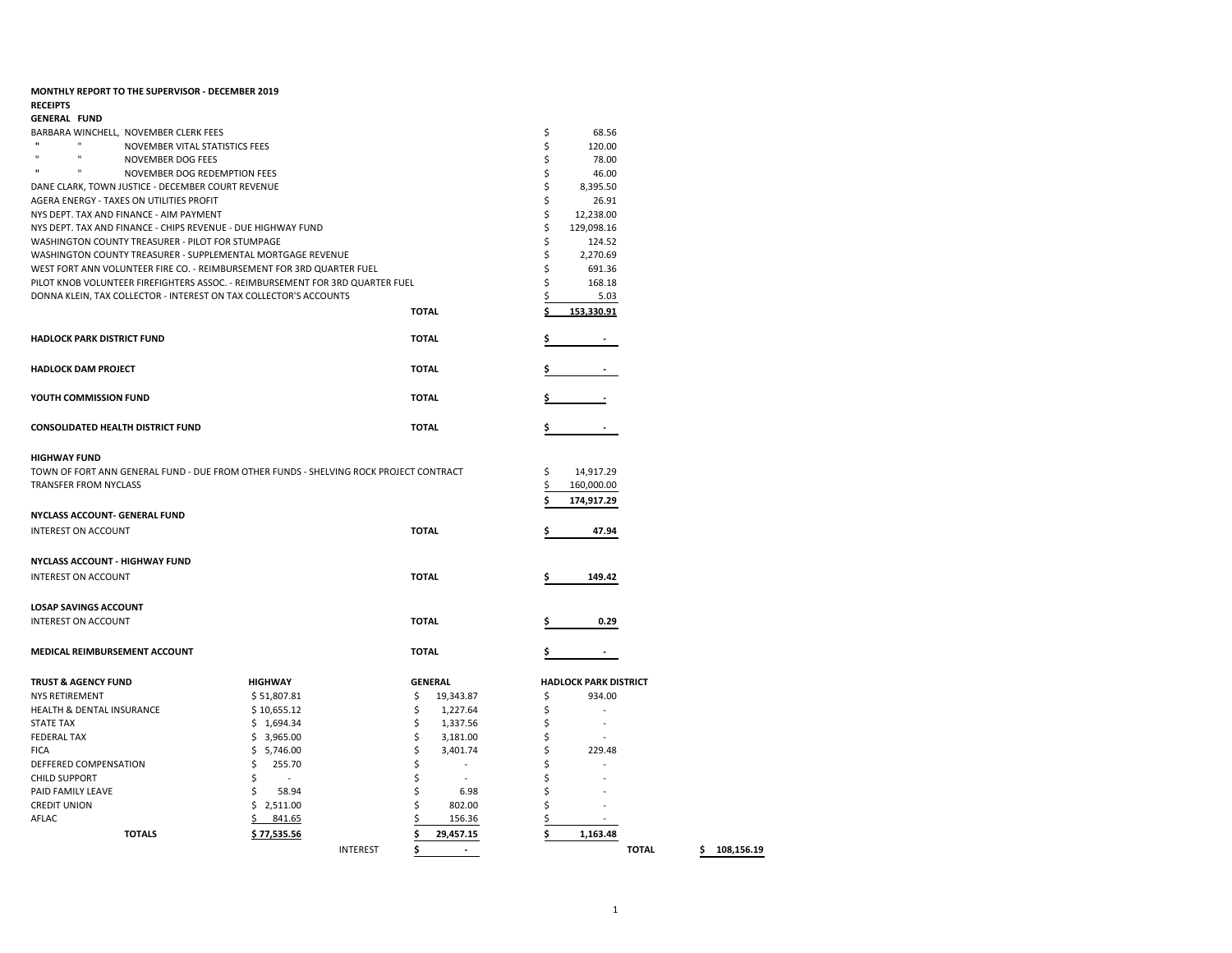**MONTHLY REPORT TO THE SUPERVISOR - DECEMBER 2019**

**RECEIPTS**

**GENERAL FUND**

| | | |
|---|---|---|
| BARBARA WINCHELL, NOVEMBER CLERK FEES | | $ 68.56 |
| " " NOVEMBER VITAL STATISTICS FEES | | $ 120.00 |
| " " NOVEMBER DOG FEES | | $ 78.00 |
| " " NOVEMBER DOG REDEMPTION FEES | | $ 46.00 |
| DANE CLARK, TOWN JUSTICE - DECEMBER COURT REVENUE | | $ 8,395.50 |
| AGERA ENERGY - TAXES ON UTILITIES PROFIT | | $ 26.91 |
| NYS DEPT. TAX AND FINANCE - AIM PAYMENT | | $ 12,238.00 |
| NYS DEPT. TAX AND FINANCE - CHIPS REVENUE - DUE HIGHWAY FUND | | $ 129,098.16 |
| WASHINGTON COUNTY TREASURER - PILOT FOR STUMPAGE | | $ 124.52 |
| WASHINGTON COUNTY TREASURER - SUPPLEMENTAL MORTGAGE REVENUE | | $ 2,270.69 |
| WEST FORT ANN VOLUNTEER FIRE CO. - REIMBURSEMENT FOR 3RD QUARTER FUEL | | $ 691.36 |
| PILOT KNOB VOLUNTEER FIREFIGHTERS ASSOC. - REIMBURSEMENT FOR 3RD QUARTER FUEL | | $ 168.18 |
| DONNA KLEIN, TAX COLLECTOR - INTEREST ON TAX COLLECTOR'S ACCOUNTS | | $ 5.03 |
| | **TOTAL** | **$ 153,330.91** |

| | | |
|---|---|---|
| **HADLOCK PARK DISTRICT FUND** | **TOTAL** | **$ -** |
| **HADLOCK DAM PROJECT** | **TOTAL** | **$ -** |
| **YOUTH COMMISSION FUND** | **TOTAL** | **$ -** |
| **CONSOLIDATED HEALTH DISTRICT FUND** | **TOTAL** | **$ -** |

**HIGHWAY FUND**

| | |
|---|---|
| TOWN OF FORT ANN GENERAL FUND - DUE FROM OTHER FUNDS - SHELVING ROCK PROJECT CONTRACT | $ 14,917.29 |
| TRANSFER FROM NYCLASS | $ 160,000.00 |
| | **$ 174,917.29** |

**NYCLASS ACCOUNT- GENERAL FUND**

| | | |
|---|---|---|
| INTEREST ON ACCOUNT | **TOTAL** | **$ 47.94** |

**NYCLASS ACCOUNT - HIGHWAY FUND**

| | | |
|---|---|---|
| INTEREST ON ACCOUNT | **TOTAL** | **$ 149.42** |

**LOSAP SAVINGS ACCOUNT**

| | | |
|---|---|---|
| INTEREST ON ACCOUNT | **TOTAL** | **$ 0.29** |

| | | |
|---|---|---|
| **MEDICAL REIMBURSEMENT ACCOUNT** | **TOTAL** | **$ -** |

| **TRUST & AGENCY FUND** | **HIGHWAY** | | **GENERAL** | **HADLOCK PARK DISTRICT** | | |
|---|---|---|---|---|---|---|
| NYS RETIREMENT | $ 51,807.81 | | $ 19,343.87 | $ 934.00 | | |
| HEALTH & DENTAL INSURANCE | $ 10,655.12 | | $ 1,227.64 | $ - | | |
| STATE TAX | $ 1,694.34 | | $ 1,337.56 | $ - | | |
| FEDERAL TAX | $ 3,965.00 | | $ 3,181.00 | $ - | | |
| FICA | $ 5,746.00 | | $ 3,401.74 | $ 229.48 | | |
| DEFFERED COMPENSATION | $ 255.70 | | $ - | $ - | | |
| CHILD SUPPORT | $ - | | $ - | $ - | | |
| PAID FAMILY LEAVE | $ 58.94 | | $ 6.98 | $ - | | |
| CREDIT UNION | $ 2,511.00 | | $ 802.00 | $ - | | |
| AFLAC | $ 841.65 | | $ 156.36 | $ - | | |
| **TOTALS** | **$ 77,535.56** | | **$ 29,457.15** | **$ 1,163.48** | | |
| | | INTEREST | **$ -** | | **TOTAL** | **$ 108,156.19** |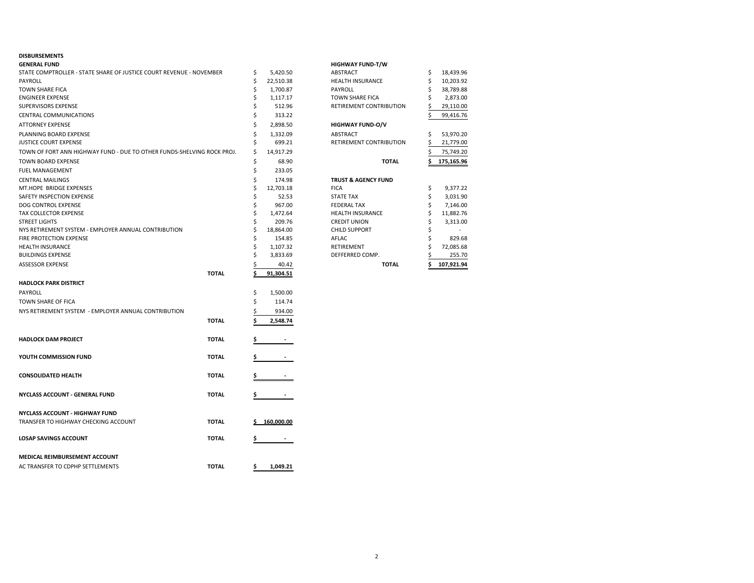# DISBURSEMENTS

## GENERAL FUND

| Item | Amount |
|---|---|
| STATE COMPTROLLER - STATE SHARE OF JUSTICE COURT REVENUE - NOVEMBER | $ 5,420.50 |
| PAYROLL | $ 22,510.38 |
| TOWN SHARE FICA | $ 1,700.87 |
| ENGINEER EXPENSE | $ 1,117.17 |
| SUPERVISORS EXPENSE | $ 512.96 |
| CENTRAL COMMUNICATIONS | $ 313.22 |
| ATTORNEY EXPENSE | $ 2,898.50 |
| PLANNING BOARD EXPENSE | $ 1,332.09 |
| JUSTICE COURT EXPENSE | $ 699.21 |
| TOWN OF FORT ANN HIGHWAY FUND - DUE TO OTHER FUNDS-SHELVING ROCK PROJ. | $ 14,917.29 |
| TOWN BOARD EXPENSE | $ 68.90 |
| FUEL MANAGEMENT | $ 233.05 |
| CENTRAL MAILINGS | $ 174.98 |
| MT.HOPE BRIDGE EXPENSES | $ 12,703.18 |
| SAFETY INSPECTION EXPENSE | $ 52.53 |
| DOG CONTROL EXPENSE | $ 967.00 |
| TAX COLLECTOR EXPENSE | $ 1,472.64 |
| STREET LIGHTS | $ 209.76 |
| NYS RETIREMENT SYSTEM - EMPLOYER ANNUAL CONTRIBUTION | $ 18,864.00 |
| FIRE PROTECTION EXPENSE | $ 154.85 |
| HEALTH INSURANCE | $ 1,107.32 |
| BUILDINGS EXPENSE | $ 3,833.69 |
| ASSESSOR EXPENSE | $ 40.42 |
| **TOTAL** | **$ 91,304.51** |

## HADLOCK PARK DISTRICT

| Item | Amount |
|---|---|
| PAYROLL | $ 1,500.00 |
| TOWN SHARE OF FICA | $ 114.74 |
| NYS RETIREMENT SYSTEM - EMPLOYER ANNUAL CONTRIBUTION | $ 934.00 |
| **TOTAL** | **$ 2,548.74** |

| Fund | | Amount |
|---|---|---|
| **HADLOCK DAM PROJECT** | **TOTAL** | **$ -** |
| **YOUTH COMMISSION FUND** | **TOTAL** | **$ -** |
| **CONSOLIDATED HEALTH** | **TOTAL** | **$ -** |
| **NYCLASS ACCOUNT - GENERAL FUND** | **TOTAL** | **$ -** |

## NYCLASS ACCOUNT - HIGHWAY FUND

| Item | | Amount |
|---|---|---|
| TRANSFER TO HIGHWAY CHECKING ACCOUNT | **TOTAL** | **$ 160,000.00** |

| Fund | | Amount |
|---|---|---|
| **LOSAP SAVINGS ACCOUNT** | **TOTAL** | **$ -** |

## MEDICAL REIMBURSEMENT ACCOUNT

| Item | | Amount |
|---|---|---|
| AC TRANSFER TO CDPHP SETTLEMENTS | **TOTAL** | **$ 1,049.21** |

## HIGHWAY FUND-T/W

| Item | Amount |
|---|---|
| ABSTRACT | $ 18,439.96 |
| HEALTH INSURANCE | $ 10,203.92 |
| PAYROLL | $ 38,789.88 |
| TOWN SHARE FICA | $ 2,873.00 |
| RETIREMENT CONTRIBUTION | $ 29,110.00 |
| | $ 99,416.76 |

## HIGHWAY FUND-O/V

| Item | Amount |
|---|---|
| ABSTRACT | $ 53,970.20 |
| RETIREMENT CONTRIBUTION | $ 21,779.00 |
| | $ 75,749.20 |
| **TOTAL** | **$ 175,165.96** |

## TRUST & AGENCY FUND

| Item | Amount |
|---|---|
| FICA | $ 9,377.22 |
| STATE TAX | $ 3,031.90 |
| FEDERAL TAX | $ 7,146.00 |
| HEALTH INSURANCE | $ 11,882.76 |
| CREDIT UNION | $ 3,313.00 |
| CHILD SUPPORT | $ - |
| AFLAC | $ 829.68 |
| RETIREMENT | $ 72,085.68 |
| DEFFERRED COMP. | $ 255.70 |
| **TOTAL** | **$ 107,921.94** |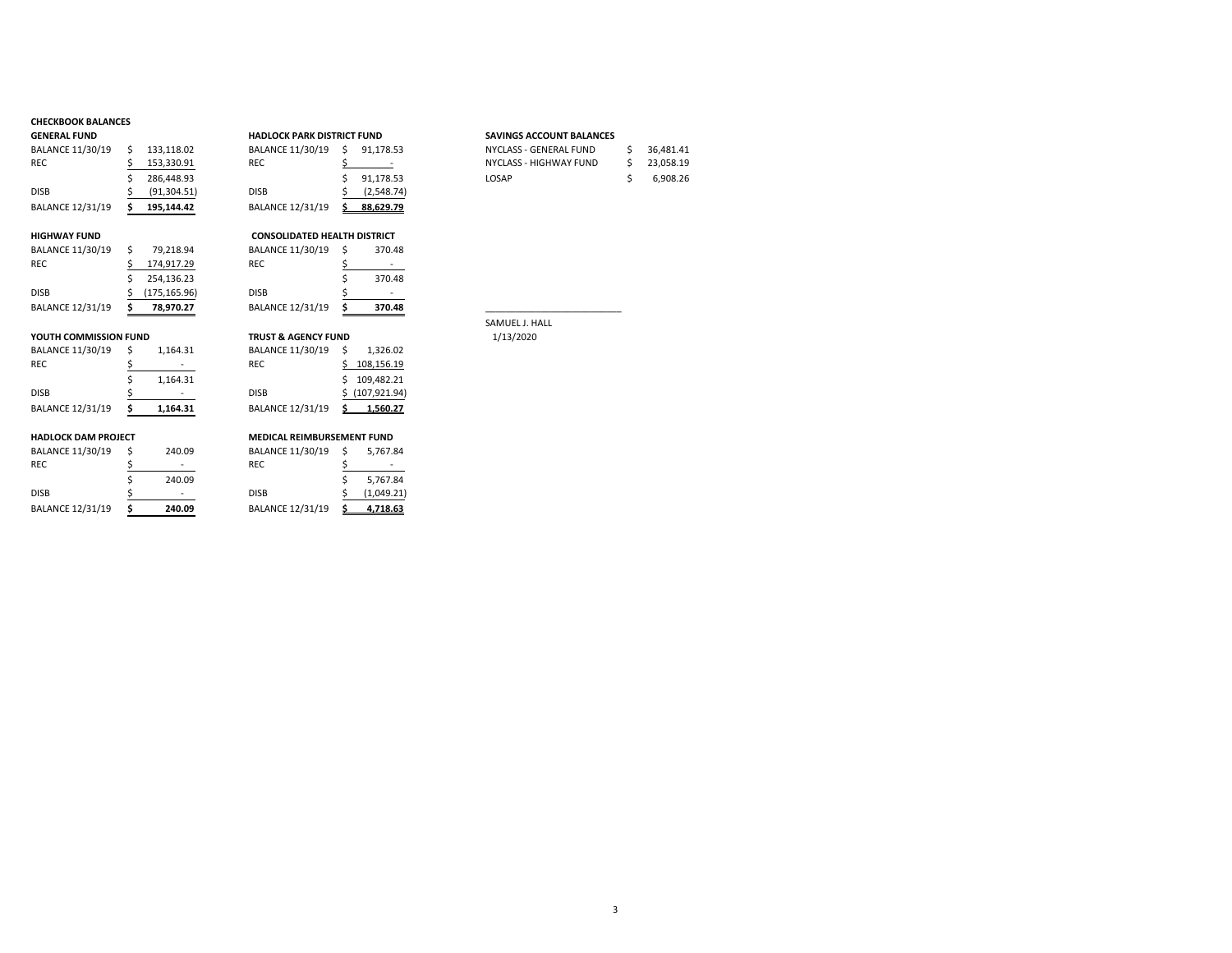## CHECKBOOK BALANCES

### GENERAL FUND

| | | |
|---|---|---|
| BALANCE 11/30/19 | $ | 133,118.02 |
| REC | $ | 153,330.91 |
| | $ | 286,448.93 |
| DISB | $ | (91,304.51) |
| BALANCE 12/31/19 | **$** | **195,144.42** |

### HADLOCK PARK DISTRICT FUND

| | | |
|---|---|---|
| BALANCE 11/30/19 | $ | 91,178.53 |
| REC | $ | - |
| | $ | 91,178.53 |
| DISB | $ | (2,548.74) |
| BALANCE 12/31/19 | **$** | **88,629.79** |

### SAVINGS ACCOUNT BALANCES

| | | |
|---|---|---|
| NYCLASS - GENERAL FUND | $ | 36,481.41 |
| NYCLASS - HIGHWAY FUND | $ | 23,058.19 |
| LOSAP | $ | 6,908.26 |

### HIGHWAY FUND

| | | |
|---|---|---|
| BALANCE 11/30/19 | $ | 79,218.94 |
| REC | $ | 174,917.29 |
| | $ | 254,136.23 |
| DISB | $ | (175,165.96) |
| BALANCE 12/31/19 | **$** | **78,970.27** |

### CONSOLIDATED HEALTH DISTRICT

| | | |
|---|---|---|
| BALANCE 11/30/19 | $ | 370.48 |
| REC | $ | - |
| | $ | 370.48 |
| DISB | $ | - |
| BALANCE 12/31/19 | **$** | **370.48** |

___________________________

SAMUEL J. HALL

1/13/2020

### YOUTH COMMISSION FUND

| | | |
|---|---|---|
| BALANCE 11/30/19 | $ | 1,164.31 |
| REC | $ | - |
| | $ | 1,164.31 |
| DISB | $ | - |
| BALANCE 12/31/19 | **$** | **1,164.31** |

### TRUST & AGENCY FUND

| | | |
|---|---|---|
| BALANCE 11/30/19 | $ | 1,326.02 |
| REC | $ | 108,156.19 |
| | $ | 109,482.21 |
| DISB | $ | (107,921.94) |
| BALANCE 12/31/19 | **$** | **1,560.27** |

### HADLOCK DAM PROJECT

| | | |
|---|---|---|
| BALANCE 11/30/19 | $ | 240.09 |
| REC | $ | - |
| | $ | 240.09 |
| DISB | $ | - |
| BALANCE 12/31/19 | **$** | **240.09** |

### MEDICAL REIMBURSEMENT FUND

| | | |
|---|---|---|
| BALANCE 11/30/19 | $ | 5,767.84 |
| REC | $ | - |
| | $ | 5,767.84 |
| DISB | $ | (1,049.21) |
| BALANCE 12/31/19 | **$** | **4,718.63** |